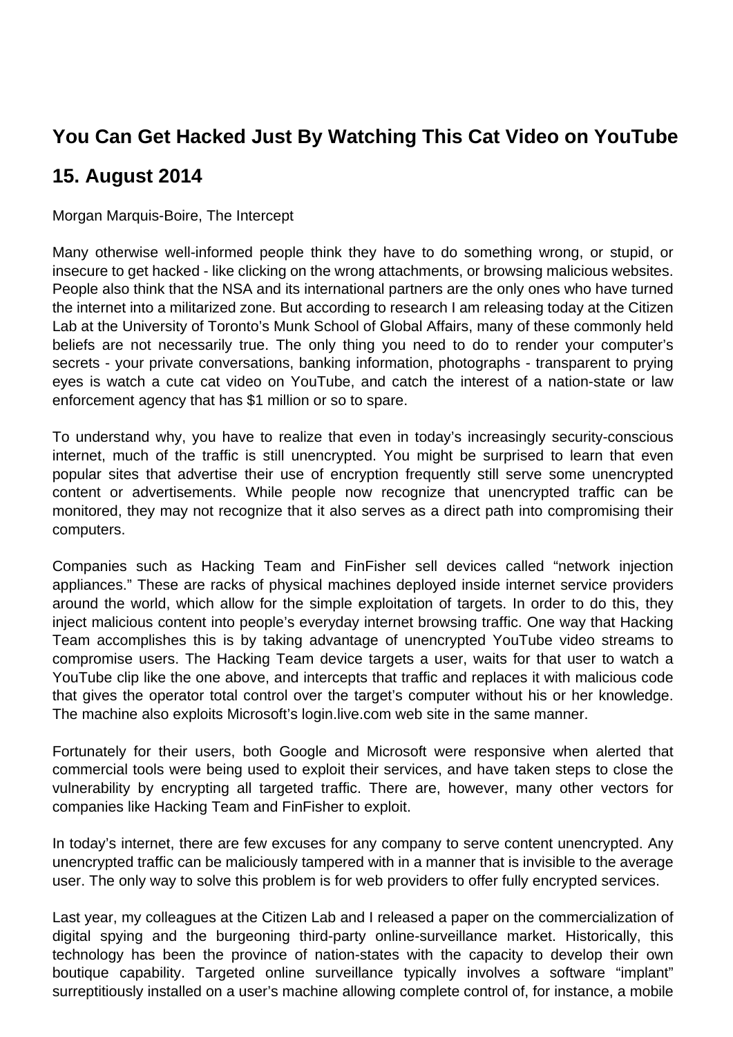# You Can Get Hacked Just By Watching This Cat Video on YouTube

## 15. August 2014

Morgan Marquis-Boire, The Intercept

Many otherwise well-informed people think they have to do something wrong, or stupid, or insecure to get hacked - like clicking on the wrong attachments, or browsing malicious websites. People also think that the NSA and its international partners are the only ones who have turned the internet into a militarized zone. But according to research I am releasing today at the Citizen Lab at the University of Toronto's Munk School of Global Affairs, many of these commonly held beliefs are not necessarily true. The only thing you need to do to render your computer's secrets - your private conversations, banking information, photographs - transparent to prying eyes is watch a cute cat video on YouTube, and catch the interest of a nation-state or law enforcement agency that has $1 million or so to spare.

To understand why, you have to realize that even in today's increasingly security-conscious internet, much of the traffic is still unencrypted. You might be surprised to learn that even popular sites that advertise their use of encryption frequently still serve some unencrypted content or advertisements. While people now recognize that unencrypted traffic can be monitored, they may not recognize that it also serves as a direct path into compromising their computers.

Companies such as Hacking Team and FinFisher sell devices called "network injection appliances." These are racks of physical machines deployed inside internet service providers around the world, which allow for the simple exploitation of targets. In order to do this, they inject malicious content into people's everyday internet browsing traffic. One way that Hacking Team accomplishes this is by taking advantage of unencrypted YouTube video streams to compromise users. The Hacking Team device targets a user, waits for that user to watch a YouTube clip like the one above, and intercepts that traffic and replaces it with malicious code that gives the operator total control over the target's computer without his or her knowledge. The machine also exploits Microsoft's login.live.com web site in the same manner.

Fortunately for their users, both Google and Microsoft were responsive when alerted that commercial tools were being used to exploit their services, and have taken steps to close the vulnerability by encrypting all targeted traffic. There are, however, many other vectors for companies like Hacking Team and FinFisher to exploit.

In today's internet, there are few excuses for any company to serve content unencrypted. Any unencrypted traffic can be maliciously tampered with in a manner that is invisible to the average user. The only way to solve this problem is for web providers to offer fully encrypted services.

Last year, my colleagues at the Citizen Lab and I released a paper on the commercialization of digital spying and the burgeoning third-party online-surveillance market. Historically, this technology has been the province of nation-states with the capacity to develop their own boutique capability. Targeted online surveillance typically involves a software "implant" surreptitiously installed on a user's machine allowing complete control of, for instance, a mobile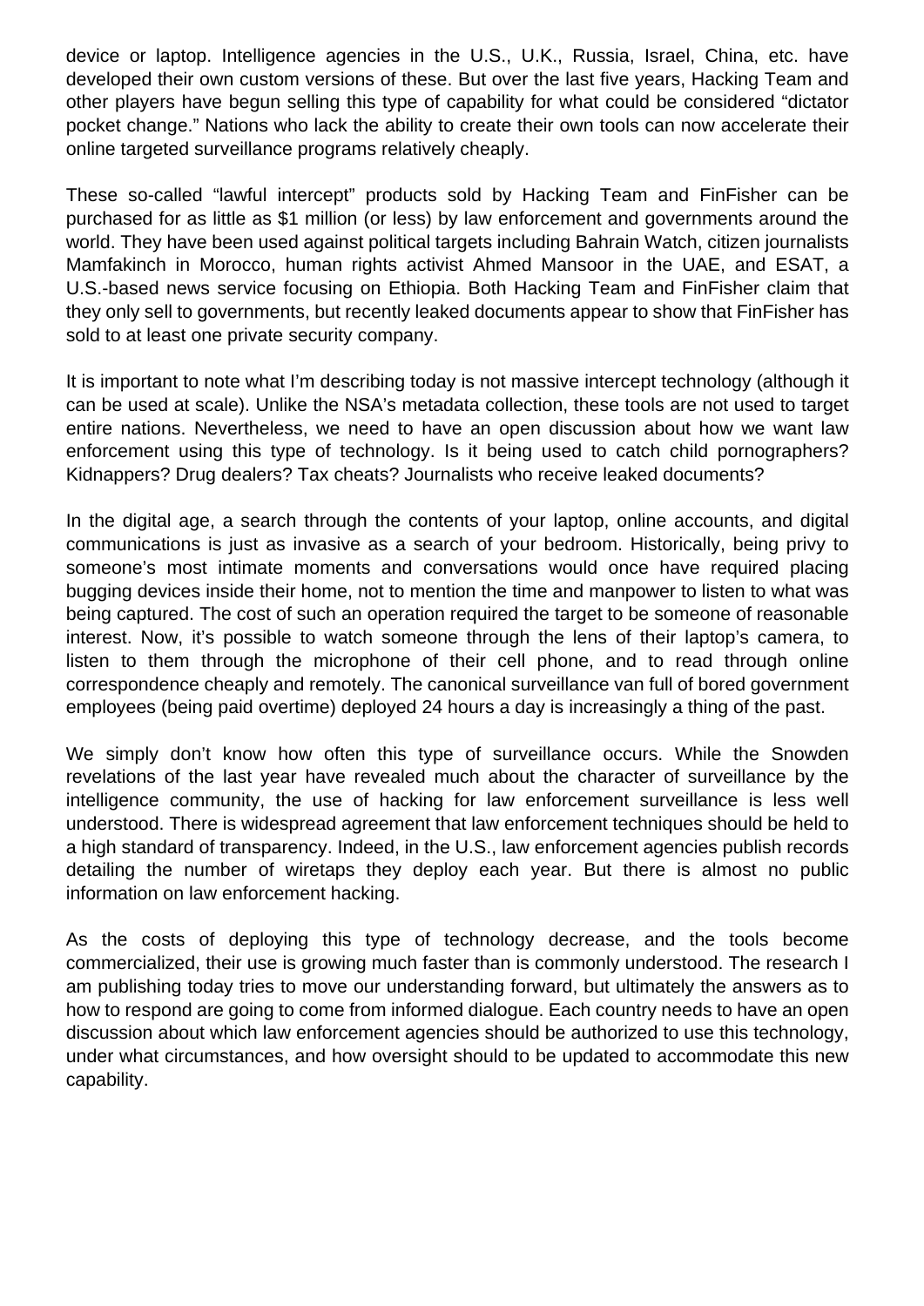device or laptop. Intelligence agencies in the U.S., U.K., Russia, Israel, China, etc. have developed their own custom versions of these. But over the last five years, Hacking Team and other players have begun selling this type of capability for what could be considered "dictator pocket change." Nations who lack the ability to create their own tools can now accelerate their online targeted surveillance programs relatively cheaply.

These so-called "lawful intercept" products sold by Hacking Team and FinFisher can be purchased for as little as $1 million (or less) by law enforcement and governments around the world. They have been used against political targets including Bahrain Watch, citizen journalists Mamfakinch in Morocco, human rights activist Ahmed Mansoor in the UAE, and ESAT, a U.S.-based news service focusing on Ethiopia. Both Hacking Team and FinFisher claim that they only sell to governments, but recently leaked documents appear to show that FinFisher has sold to at least one private security company.

It is important to note what I'm describing today is not massive intercept technology (although it can be used at scale). Unlike the NSA's metadata collection, these tools are not used to target entire nations. Nevertheless, we need to have an open discussion about how we want law enforcement using this type of technology. Is it being used to catch child pornographers? Kidnappers? Drug dealers? Tax cheats? Journalists who receive leaked documents?

In the digital age, a search through the contents of your laptop, online accounts, and digital communications is just as invasive as a search of your bedroom. Historically, being privy to someone's most intimate moments and conversations would once have required placing bugging devices inside their home, not to mention the time and manpower to listen to what was being captured. The cost of such an operation required the target to be someone of reasonable interest. Now, it's possible to watch someone through the lens of their laptop's camera, to listen to them through the microphone of their cell phone, and to read through online correspondence cheaply and remotely. The canonical surveillance van full of bored government employees (being paid overtime) deployed 24 hours a day is increasingly a thing of the past.

We simply don't know how often this type of surveillance occurs. While the Snowden revelations of the last year have revealed much about the character of surveillance by the intelligence community, the use of hacking for law enforcement surveillance is less well understood. There is widespread agreement that law enforcement techniques should be held to a high standard of transparency. Indeed, in the U.S., law enforcement agencies publish records detailing the number of wiretaps they deploy each year. But there is almost no public information on law enforcement hacking.

As the costs of deploying this type of technology decrease, and the tools become commercialized, their use is growing much faster than is commonly understood. The research I am publishing today tries to move our understanding forward, but ultimately the answers as to how to respond are going to come from informed dialogue. Each country needs to have an open discussion about which law enforcement agencies should be authorized to use this technology, under what circumstances, and how oversight should to be updated to accommodate this new capability.